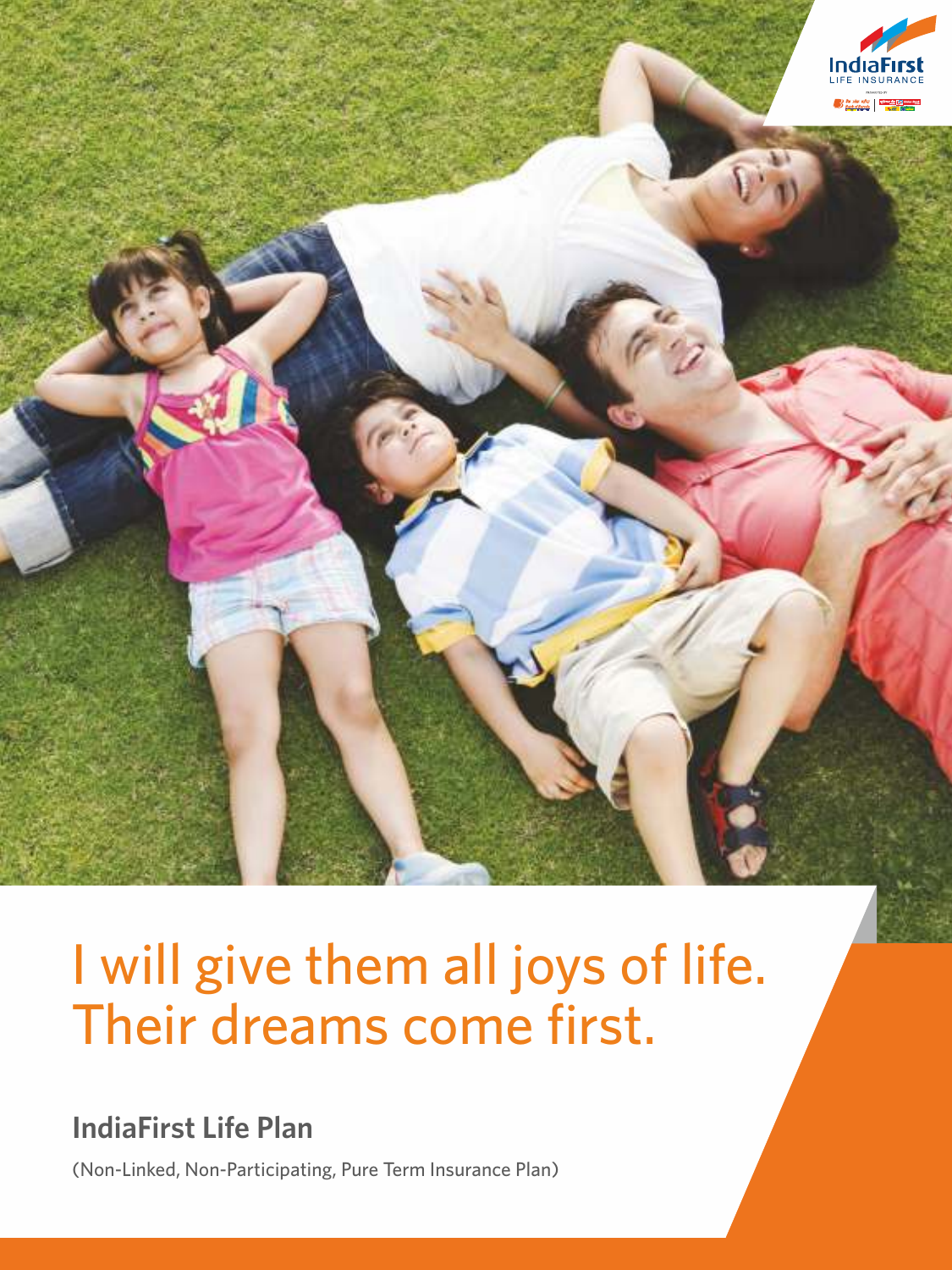# I will give them all joys of life. Their dreams come first.

## IndiaFirst Life Plan

(Non-Linked, Non-Participating, Pure Term Insurance Plan)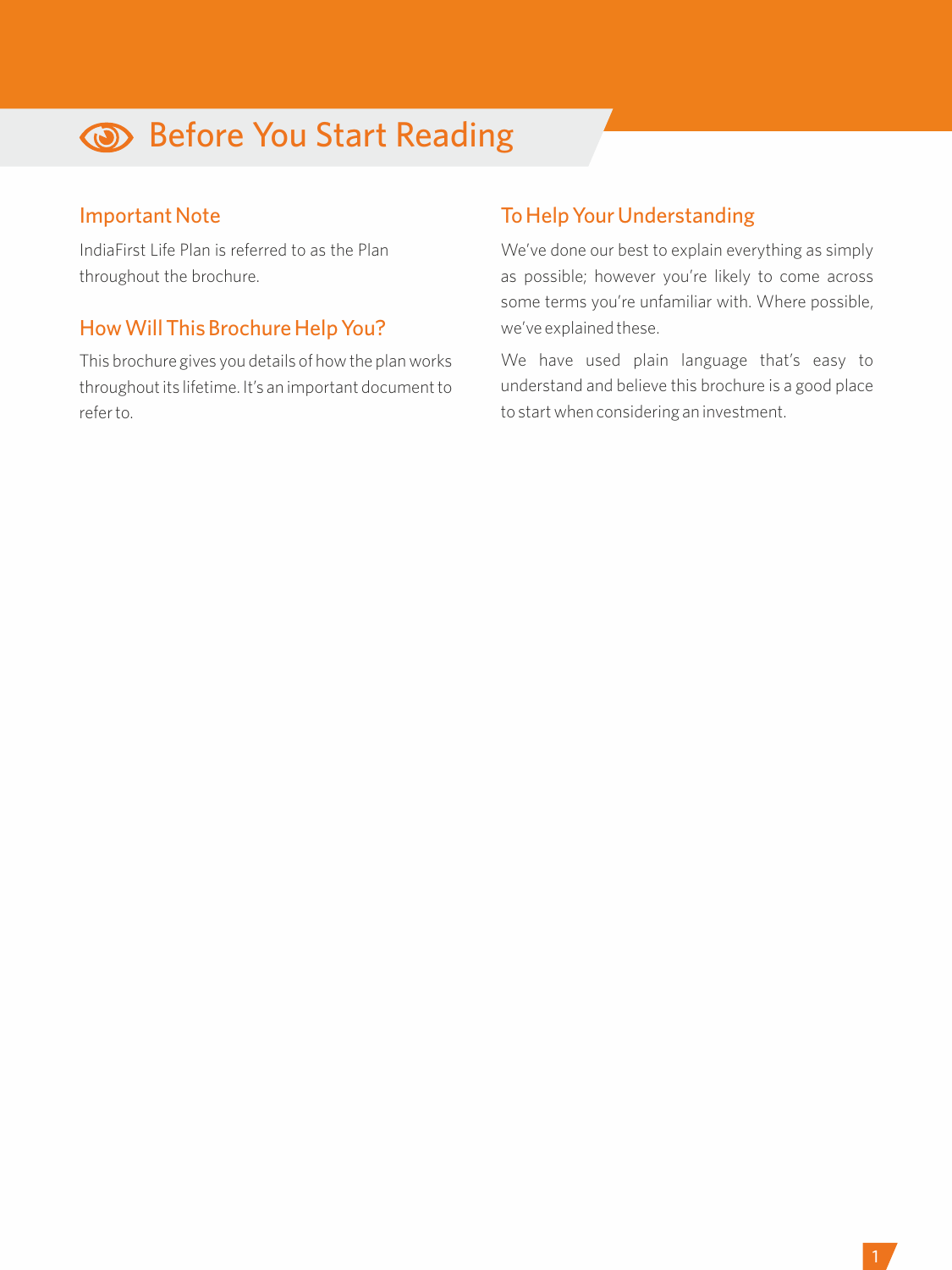# Before You Start Reading

## Important Note

IndiaFirst Life Plan is referred to as the Plan throughout the brochure.

## How Will This Brochure Help You?

This brochure gives you details of how the plan works throughout its lifetime. It's an important document to refer to.

## To Help Your Understanding

We've done our best to explain everything as simply as possible; however you're likely to come across some terms you're unfamiliar with. Where possible, we've explained these.

We have used plain language that's easy to understand and believe this brochure is a good place to start when considering an investment.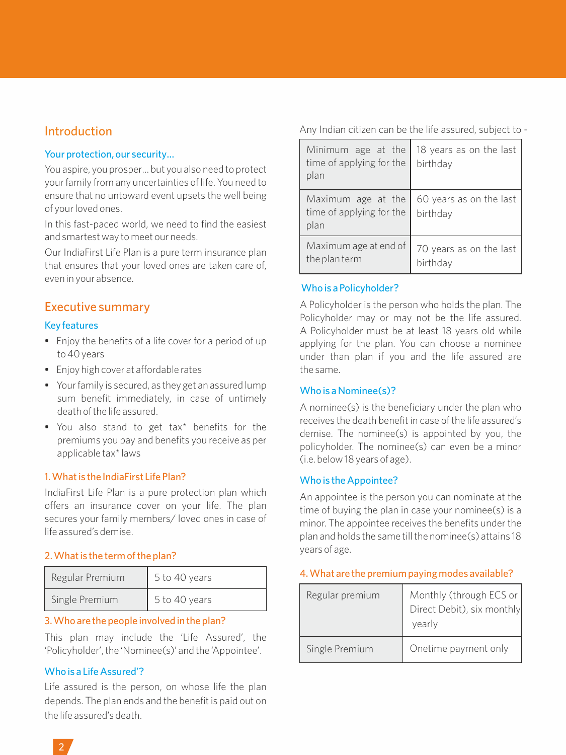## Introduction

### Your protection, our security...

You aspire, you prosper... but you also need to protect your family from any uncertainties of life. You need to ensure that no untoward event upsets the well being of your loved ones.

In this fast-paced world, we need to find the easiest and smartest way to meet our needs.

Our IndiaFirst Life Plan is a pure term insurance plan that ensures that your loved ones are taken care of, even in your absence.

## Executive summary

### Key features

- Enjoy the benefits of a life cover for a period of up to 40 years
- Enjoy high cover at affordable rates
- Your family is secured, as they get an assured lump sum benefit immediately, in case of untimely death of the life assured.
- You also stand to get tax* benefits for the premiums you pay and benefits you receive as per applicable tax* laws

### 1. What is the IndiaFirst Life Plan?

IndiaFirst Life Plan is a pure protection plan which offers an insurance cover on your life. The plan secures your family members/ loved ones in case of life assured's demise.

### 2. What is the term of the plan?

| Regular Premium | 5 to 40 years |
|---|---|
| Single Premium | 5 to 40 years |

### 3. Who are the people involved in the plan?

This plan may include the 'Life Assured', the 'Policyholder', the 'Nominee(s)' and the 'Appointee'.

#### Who is a Life Assured'?

Life assured is the person, on whose life the plan depends. The plan ends and the benefit is paid out on the life assured's death.

Any Indian citizen can be the life assured, subject to -

| Minimum age at the time of applying for the plan | 18 years as on the last birthday |
|---|---|
| Maximum age at the time of applying for the plan | 60 years as on the last birthday |
| Maximum age at end of the plan term | 70 years as on the last birthday |

#### Who is a Policyholder?

A Policyholder is the person who holds the plan. The Policyholder may or may not be the life assured. A Policyholder must be at least 18 years old while applying for the plan. You can choose a nominee under than plan if you and the life assured are the same.

#### Who is a Nominee(s)?

A nominee(s) is the beneficiary under the plan who receives the death benefit in case of the life assured's demise. The nominee(s) is appointed by you, the policyholder. The nominee(s) can even be a minor (i.e. below 18 years of age).

#### Who is the Appointee?

An appointee is the person you can nominate at the time of buying the plan in case your nominee(s) is a minor. The appointee receives the benefits under the plan and holds the same till the nominee(s) attains 18 years of age.

### 4. What are the premium paying modes available?

| Regular premium | Monthly (through ECS or Direct Debit), six monthly yearly |
|---|---|
| Single Premium | Onetime payment only |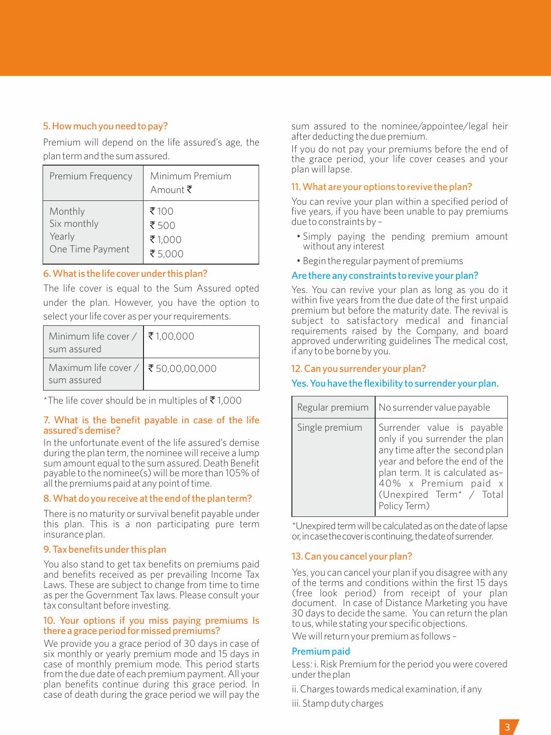### 5. How much you need to pay?

Premium will depend on the life assured's age, the plan term and the sum assured.

| Premium Frequency | Minimum Premium Amount ₹ |
|---|---|
| Monthly | ₹ 100 |
| Six monthly | ₹ 500 |
| Yearly | ₹ 1,000 |
| One Time Payment | ₹ 5,000 |

### 6. What is the life cover under this plan?

The life cover is equal to the Sum Assured opted under the plan. However, you have the option to select your life cover as per your requirements.

| | |
|---|---|
| Minimum life cover / sum assured | ₹ 1,00,000 |
| Maximum life cover / sum assured | ₹ 50,00,00,000 |

*The life cover should be in multiples of ₹ 1,000

### 7. What is the benefit payable in case of the life assured's demise?

In the unfortunate event of the life assured's demise during the plan term, the nominee will receive a lump sum amount equal to the sum assured. Death Benefit payable to the nominee(s) will be more than 105% of all the premiums paid at any point of time.

### 8. What do you receive at the end of the plan term?

There is no maturity or survival benefit payable under this plan. This is a non participating pure term insurance plan.

### 9. Tax benefits under this plan

You also stand to get tax benefits on premiums paid and benefits received as per prevailing Income Tax Laws. These are subject to change from time to time as per the Government Tax laws. Please consult your tax consultant before investing.

### 10. Your options if you miss paying premiums Is there a grace period for missed premiums?

We provide you a grace period of 30 days in case of six monthly or yearly premium mode and 15 days in case of monthly premium mode. This period starts from the due date of each premium payment. All your plan benefits continue during this grace period. In case of death during the grace period we will pay the sum assured to the nominee/appointee/legal heir after deducting the due premium.

If you do not pay your premiums before the end of the grace period, your life cover ceases and your plan will lapse.

### 11. What are your options to revive the plan?

You can revive your plan within a specified period of five years, if you have been unable to pay premiums due to constraints by –

- Simply paying the pending premium amount without any interest
- Begin the regular payment of premiums

### Are there any constraints to revive your plan?

Yes. You can revive your plan as long as you do it within five years from the due date of the first unpaid premium but before the maturity date. The revival is subject to satisfactory medical and financial requirements raised by the Company, and board approved underwriting guidelines The medical cost, if any to be borne by you.

### 12. Can you surrender your plan?

### Yes. You have the flexibility to surrender your plan.

| | |
|---|---|
| Regular premium | No surrender value payable |
| Single premium | Surrender value is payable only if you surrender the plan any time after the second plan year and before the end of the plan term. It is calculated as– 40% x Premium paid x (Unexpired Term* / Total Policy Term) |

*Unexpired term will be calculated as on the date of lapse or, in case the cover is continuing, the date of surrender.

### 13. Can you cancel your plan?

Yes, you can cancel your plan if you disagree with any of the terms and conditions within the first 15 days (free look period) from receipt of your plan document. In case of Distance Marketing you have 30 days to decide the same. You can return the plan to us, while stating your specific objections.

We will return your premium as follows –

**Premium paid**

Less: i. Risk Premium for the period you were covered under the plan

ii. Charges towards medical examination, if any

iii. Stamp duty charges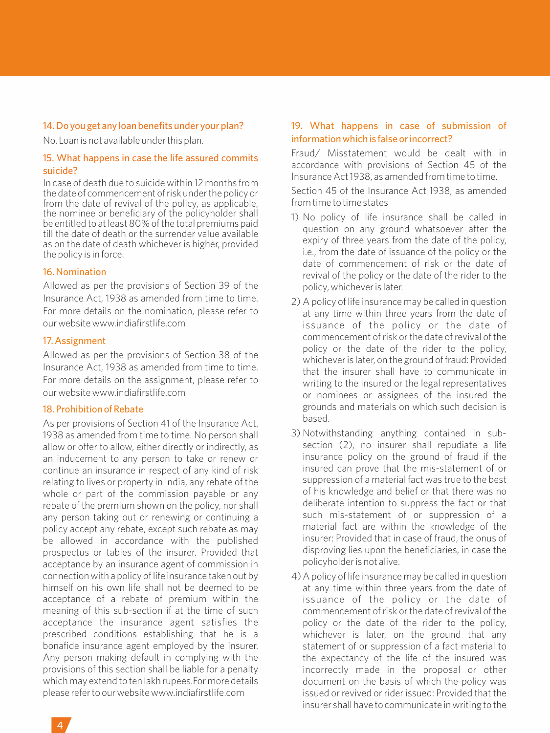### 14. Do you get any loan benefits under your plan?

No. Loan is not available under this plan.

### 15. What happens in case the life assured commits suicide?

In case of death due to suicide within 12 months from the date of commencement of risk under the policy or from the date of revival of the policy, as applicable, the nominee or beneficiary of the policyholder shall be entitled to at least 80% of the total premiums paid till the date of death or the surrender value available as on the date of death whichever is higher, provided the policy is in force.

### 16. Nomination

Allowed as per the provisions of Section 39 of the Insurance Act, 1938 as amended from time to time. For more details on the nomination, please refer to our website www.indiafirstlife.com

### 17. Assignment

Allowed as per the provisions of Section 38 of the Insurance Act, 1938 as amended from time to time. For more details on the assignment, please refer to our website www.indiafirstlife.com

### 18. Prohibition of Rebate

As per provisions of Section 41 of the Insurance Act, 1938 as amended from time to time. No person shall allow or offer to allow, either directly or indirectly, as an inducement to any person to take or renew or continue an insurance in respect of any kind of risk relating to lives or property in India, any rebate of the whole or part of the commission payable or any rebate of the premium shown on the policy, nor shall any person taking out or renewing or continuing a policy accept any rebate, except such rebate as may be allowed in accordance with the published prospectus or tables of the insurer. Provided that acceptance by an insurance agent of commission in connection with a policy of life insurance taken out by himself on his own life shall not be deemed to be acceptance of a rebate of premium within the meaning of this sub-section if at the time of such acceptance the insurance agent satisfies the prescribed conditions establishing that he is a bonafide insurance agent employed by the insurer. Any person making default in complying with the provisions of this section shall be liable for a penalty which may extend to ten lakh rupees.For more details please refer to our website www.indiafirstlife.com

### 19. What happens in case of submission of information which is false or incorrect?

Fraud/ Misstatement would be dealt with in accordance with provisions of Section 45 of the Insurance Act 1938, as amended from time to time.

Section 45 of the Insurance Act 1938, as amended from time to time states

1) No policy of life insurance shall be called in question on any ground whatsoever after the expiry of three years from the date of the policy, i.e., from the date of issuance of the policy or the date of commencement of risk or the date of revival of the policy or the date of the rider to the policy, whichever is later.
2) A policy of life insurance may be called in question at any time within three years from the date of issuance of the policy or the date of commencement of risk or the date of revival of the policy or the date of the rider to the policy, whichever is later, on the ground of fraud: Provided that the insurer shall have to communicate in writing to the insured or the legal representatives or nominees or assignees of the insured the grounds and materials on which such decision is based.
3) Notwithstanding anything contained in sub-section (2), no insurer shall repudiate a life insurance policy on the ground of fraud if the insured can prove that the mis-statement of or suppression of a material fact was true to the best of his knowledge and belief or that there was no deliberate intention to suppress the fact or that such mis-statement of or suppression of a material fact are within the knowledge of the insurer: Provided that in case of fraud, the onus of disproving lies upon the beneficiaries, in case the policyholder is not alive.
4) A policy of life insurance may be called in question at any time within three years from the date of issuance of the policy or the date of commencement of risk or the date of revival of the policy or the date of the rider to the policy, whichever is later, on the ground that any statement of or suppression of a fact material to the expectancy of the life of the insured was incorrectly made in the proposal or other document on the basis of which the policy was issued or revived or rider issued: Provided that the insurer shall have to communicate in writing to the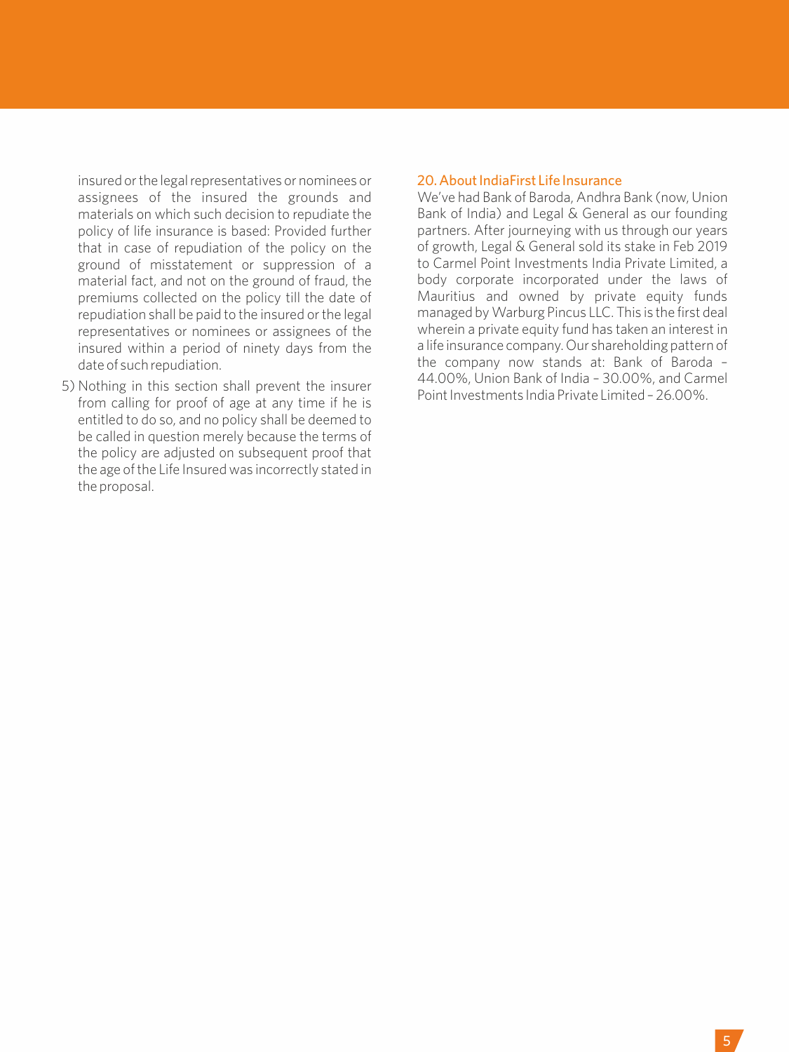insured or the legal representatives or nominees or assignees of the insured the grounds and materials on which such decision to repudiate the policy of life insurance is based: Provided further that in case of repudiation of the policy on the ground of misstatement or suppression of a material fact, and not on the ground of fraud, the premiums collected on the policy till the date of repudiation shall be paid to the insured or the legal representatives or nominees or assignees of the insured within a period of ninety days from the date of such repudiation.

5) Nothing in this section shall prevent the insurer from calling for proof of age at any time if he is entitled to do so, and no policy shall be deemed to be called in question merely because the terms of the policy are adjusted on subsequent proof that the age of the Life Insured was incorrectly stated in the proposal.

## 20. About IndiaFirst Life Insurance

We've had Bank of Baroda, Andhra Bank (now, Union Bank of India) and Legal & General as our founding partners. After journeying with us through our years of growth, Legal & General sold its stake in Feb 2019 to Carmel Point Investments India Private Limited, a body corporate incorporated under the laws of Mauritius and owned by private equity funds managed by Warburg Pincus LLC. This is the first deal wherein a private equity fund has taken an interest in a life insurance company. Our shareholding pattern of the company now stands at: Bank of Baroda – 44.00%, Union Bank of India – 30.00%, and Carmel Point Investments India Private Limited – 26.00%.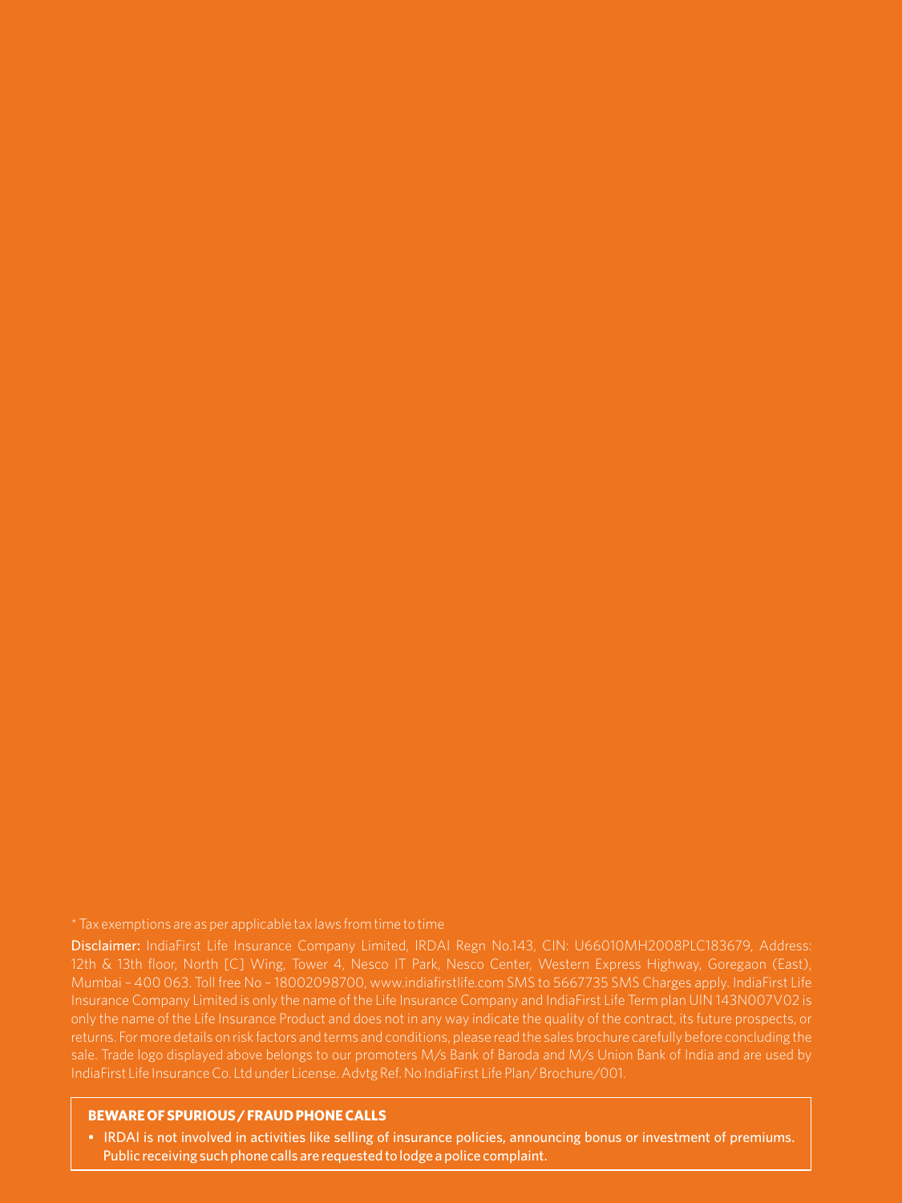* Tax exemptions are as per applicable tax laws from time to time

**Disclaimer:** IndiaFirst Life Insurance Company Limited, IRDAI Regn No.143, CIN: U66010MH2008PLC183679, Address: 12th & 13th floor, North [C] Wing, Tower 4, Nesco IT Park, Nesco Center, Western Express Highway, Goregaon (East), Mumbai – 400 063. Toll free No – 18002098700, www.indiafirstlife.com SMS to 5667735 SMS Charges apply. IndiaFirst Life Insurance Company Limited is only the name of the Life Insurance Company and IndiaFirst Life Term plan UIN 143N007V02 is only the name of the Life Insurance Product and does not in any way indicate the quality of the contract, its future prospects, or returns. For more details on risk factors and terms and conditions, please read the sales brochure carefully before concluding the sale. Trade logo displayed above belongs to our promoters M/s Bank of Baroda and M/s Union Bank of India and are used by IndiaFirst Life Insurance Co. Ltd under License. Advtg Ref. No IndiaFirst Life Plan/ Brochure/001.

**BEWARE OF SPURIOUS / FRAUD PHONE CALLS**

- IRDAI is not involved in activities like selling of insurance policies, announcing bonus or investment of premiums. Public receiving such phone calls are requested to lodge a police complaint.